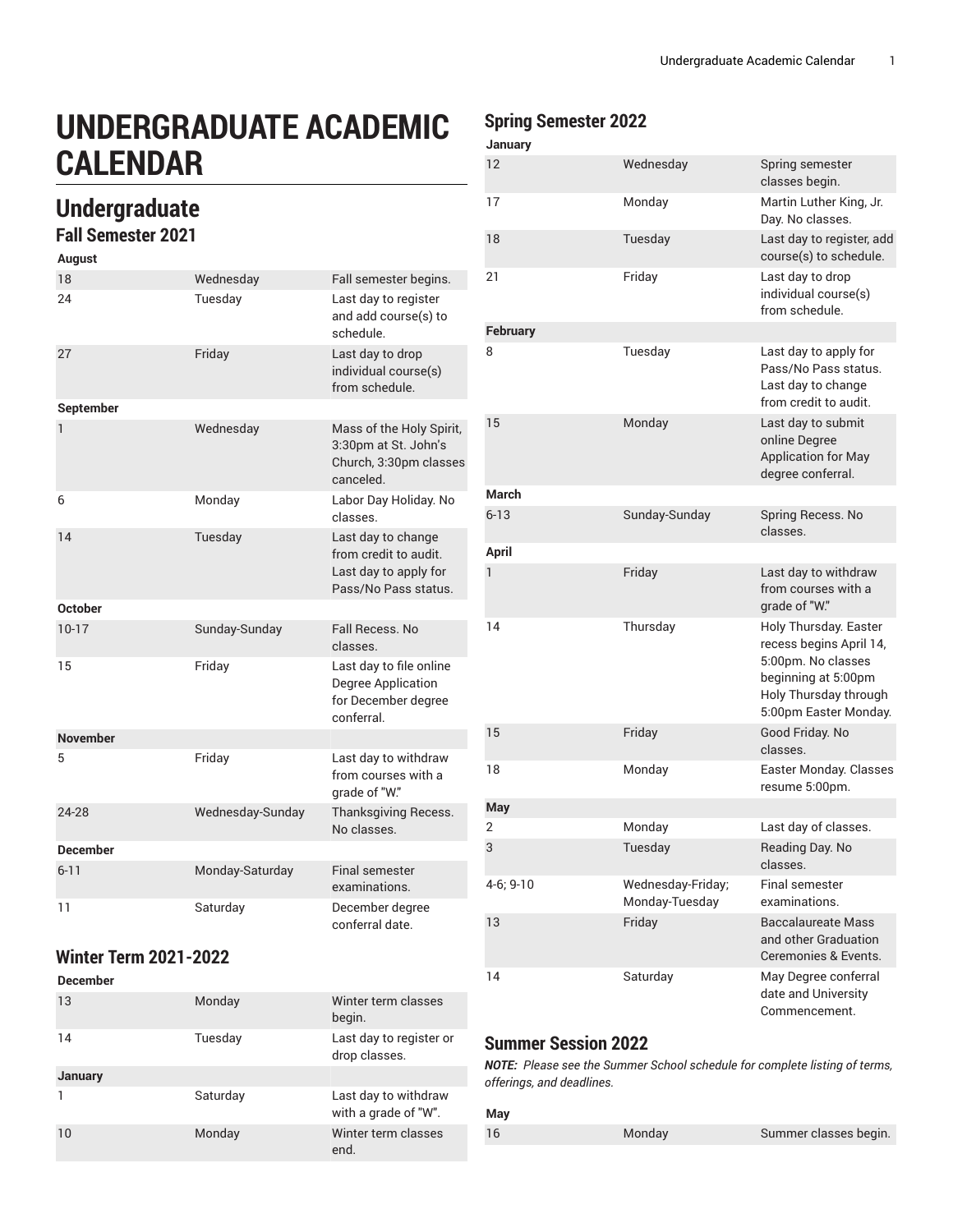# UNDERGRADUATE ACADEMIC CALENDAR

## Undergraduate

### Fall Semester 2021

| August | | |
|---|---|---|
| 18 | Wednesday | Fall semester begins. |
| 24 | Tuesday | Last day to register and add course(s) to schedule. |
| 27 | Friday | Last day to drop individual course(s) from schedule. |
| **September** | | |
| 1 | Wednesday | Mass of the Holy Spirit, 3:30pm at St. John's Church, 3:30pm classes canceled. |
| 6 | Monday | Labor Day Holiday. No classes. |
| 14 | Tuesday | Last day to change from credit to audit. Last day to apply for Pass/No Pass status. |
| **October** | | |
| 10-17 | Sunday-Sunday | Fall Recess. No classes. |
| 15 | Friday | Last day to file online Degree Application for December degree conferral. |
| **November** | | |
| 5 | Friday | Last day to withdraw from courses with a grade of "W." |
| 24-28 | Wednesday-Sunday | Thanksgiving Recess. No classes. |
| **December** | | |
| 6-11 | Monday-Saturday | Final semester examinations. |
| 11 | Saturday | December degree conferral date. |

### Winter Term 2021-2022

| December | | |
|---|---|---|
| 13 | Monday | Winter term classes begin. |
| 14 | Tuesday | Last day to register or drop classes. |
| **January** | | |
| 1 | Saturday | Last day to withdraw with a grade of "W". |
| 10 | Monday | Winter term classes end. |

### Spring Semester 2022

| January | | |
|---|---|---|
| 12 | Wednesday | Spring semester classes begin. |
| 17 | Monday | Martin Luther King, Jr. Day. No classes. |
| 18 | Tuesday | Last day to register, add course(s) to schedule. |
| 21 | Friday | Last day to drop individual course(s) from schedule. |
| **February** | | |
| 8 | Tuesday | Last day to apply for Pass/No Pass status. Last day to change from credit to audit. |
| 15 | Monday | Last day to submit online Degree Application for May degree conferral. |
| **March** | | |
| 6-13 | Sunday-Sunday | Spring Recess. No classes. |
| **April** | | |
| 1 | Friday | Last day to withdraw from courses with a grade of "W." |
| 14 | Thursday | Holy Thursday. Easter recess begins April 14, 5:00pm. No classes beginning at 5:00pm Holy Thursday through 5:00pm Easter Monday. |
| 15 | Friday | Good Friday. No classes. |
| 18 | Monday | Easter Monday. Classes resume 5:00pm. |
| **May** | | |
| 2 | Monday | Last day of classes. |
| 3 | Tuesday | Reading Day. No classes. |
| 4-6; 9-10 | Wednesday-Friday; Monday-Tuesday | Final semester examinations. |
| 13 | Friday | Baccalaureate Mass and other Graduation Ceremonies & Events. |
| 14 | Saturday | May Degree conferral date and University Commencement. |

### Summer Session 2022

***NOTE:*** *Please see the Summer School schedule for complete listing of terms, offerings, and deadlines.*

| May | | |
|---|---|---|
| 16 | Monday | Summer classes begin. |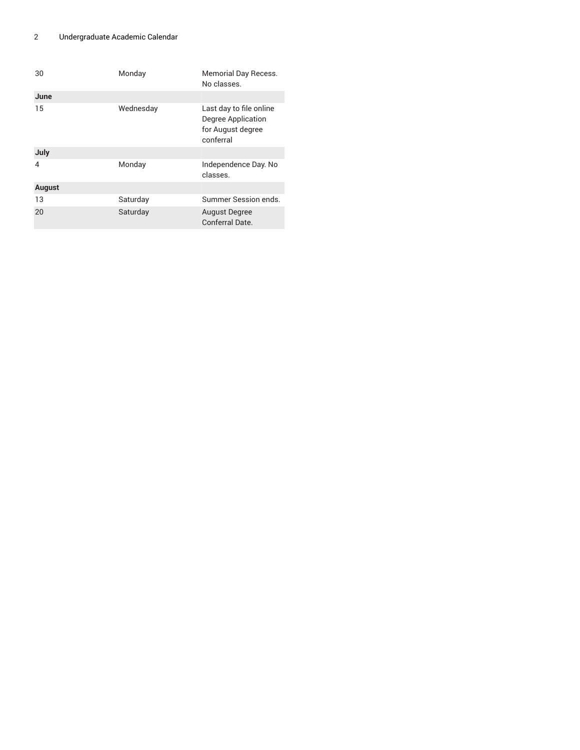| | | |
|---|---|---|
| 30 | Monday | Memorial Day Recess. No classes. |
| **June** | | |
| 15 | Wednesday | Last day to file online Degree Application for August degree conferral |
| **July** | | |
| 4 | Monday | Independence Day. No classes. |
| **August** | | |
| 13 | Saturday | Summer Session ends. |
| 20 | Saturday | August Degree Conferral Date. |